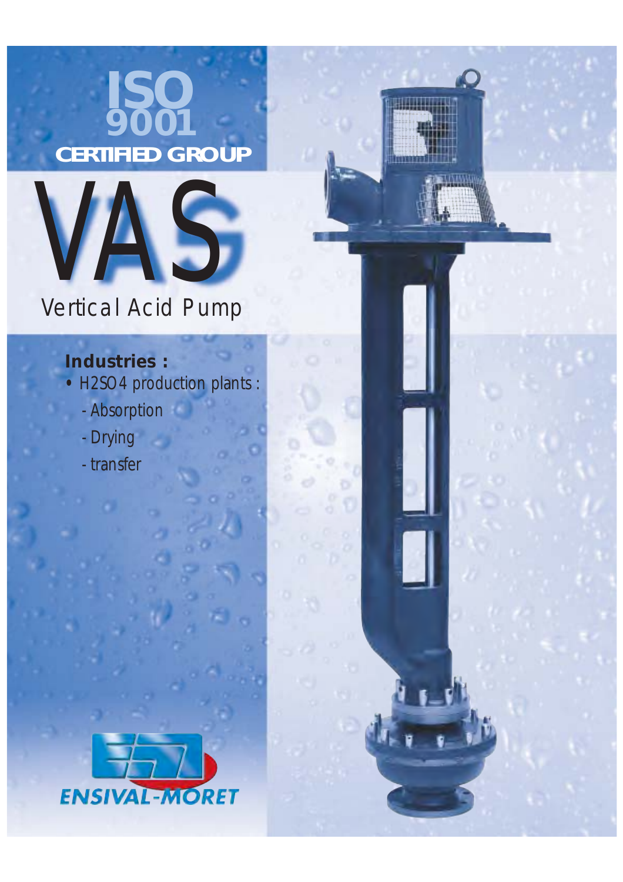# ISO 9001 CERTIFIED GROUP

# VAS

## Vertical Acid Pump

**Industries :**

- $H_2SO_4$ production plants :
  - Absorption
  - Drying
  - transfer

ENSIVAL-MORET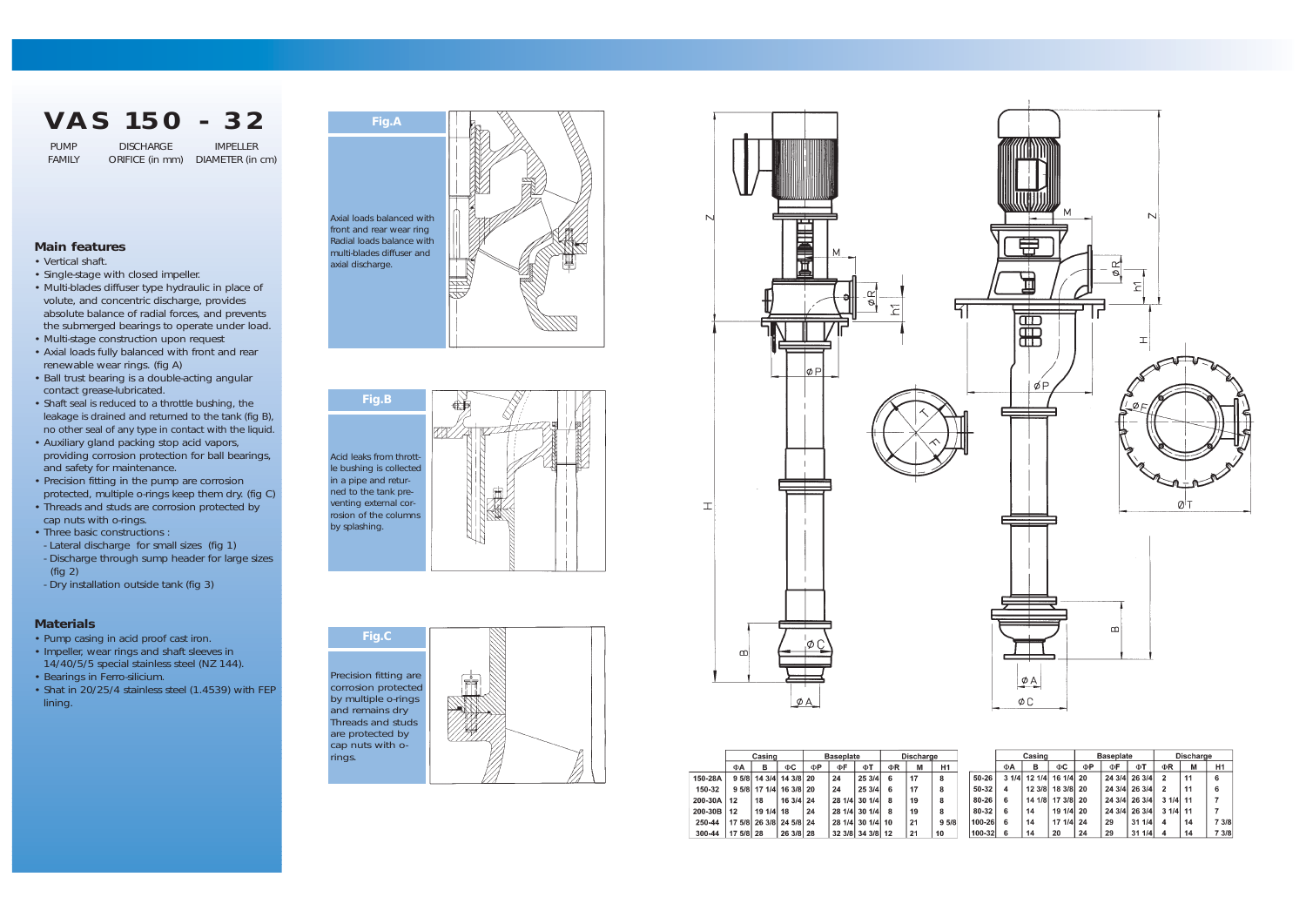# VAS 150 - 32

PUMP FAMILY — DISCHARGE ORIFICE (in mm) — IMPELLER DIAMETER (in cm)

## Main features

- Vertical shaft.
- Single-stage with closed impeller.
- Multi-blades diffuser type hydraulic in place of volute, and concentric discharge, provides absolute balance of radial forces, and prevents the submerged bearings to operate under load.
- Multi-stage construction upon request
- Axial loads fully balanced with front and rear renewable wear rings. (fig A)
- Ball trust bearing is a double-acting angular contact grease-lubricated.
- Shaft seal is reduced to a throttle bushing, the leakage is drained and returned to the tank (fig B), no other seal of any type in contact with the liquid.
- Auxiliary gland packing stop acid vapors, providing corrosion protection for ball bearings, and safety for maintenance.
- Precision fitting in the pump are corrosion protected, multiple o-rings keep them dry. (fig C)
- Threads and studs are corrosion protected by cap nuts with o-rings.
- Three basic constructions :
  - Lateral discharge for small sizes (fig 1)
  - Discharge through sump header for large sizes (fig 2)
  - Dry installation outside tank (fig 3)

## Materials

- Pump casing in acid proof cast iron.
- Impeller, wear rings and shaft sleeves in 14/40/5/5 special stainless steel (NZ 144).
- Bearings in Ferro-silicium.
- Shat in 20/25/4 stainless steel (1.4539) with FEP lining.

**Fig.A**

Axial loads balanced with front and rear wear ring
Radial loads balance with multi-blades diffuser and axial discharge.

**Fig.B**

Acid leaks from throttle bushing is collected in a pipe and returned to the tank preventing external corrosion of the columns by splashing.

**Fig.C**

Precision fitting are corrosion protected by multiple o-rings and remains dry
Threads and studs are protected by cap nuts with o-rings.

| | Casing | | | Baseplate | | | Discharge | | |
|---|---|---|---|---|---|---|---|---|---|
| | ΦA | B | ΦC | ΦP | ΦF | ΦT | ΦR | M | H1 |
| 150-28A | 9 5/8 | 14 3/4 | 14 3/8 | 20 | 24 | 25 3/4 | 6 | 17 | 8 |
| 150-32 | 9 5/8 | 17 1/4 | 16 3/8 | 20 | 24 | 25 3/4 | 6 | 17 | 8 |
| 200-30A | 12 | 18 | 16 3/4 | 24 | 28 1/4 | 30 1/4 | 8 | 19 | 8 |
| 200-30B | 12 | 19 1/4 | 18 | 24 | 28 1/4 | 30 1/4 | 8 | 19 | 8 |
| 250-44 | 17 5/8 | 26 3/8 | 24 5/8 | 24 | 28 1/4 | 30 1/4 | 10 | 21 | 9 5/8 |
| 300-44 | 17 5/8 | 28 | 26 3/8 | 28 | 32 3/8 | 34 3/8 | 12 | 21 | 10 |

| | Casing | | | Baseplate | | | Discharge | | |
|---|---|---|---|---|---|---|---|---|---|
| | ΦA | B | ΦC | ΦP | ΦF | ΦT | ΦR | M | H1 |
| 50-26 | 3 1/4 | 12 1/4 | 16 1/4 | 20 | 24 3/4 | 26 3/4 | 2 | 11 | 6 |
| 50-32 | 4 | 12 3/8 | 18 3/8 | 20 | 24 3/4 | 26 3/4 | 2 | 11 | 6 |
| 80-26 | 6 | 14 1/8 | 17 3/8 | 20 | 24 3/4 | 26 3/4 | 3 1/4 | 11 | 7 |
| 80-32 | 6 | 14 | 19 1/4 | 20 | 24 3/4 | 26 3/4 | 3 1/4 | 11 | 7 |
| 100-26 | 6 | 14 | 17 1/4 | 24 | 29 | 31 1/4 | 4 | 14 | 7 3/8 |
| 100-32 | 6 | 14 | 20 | 24 | 29 | 31 1/4 | 4 | 14 | 7 3/8 |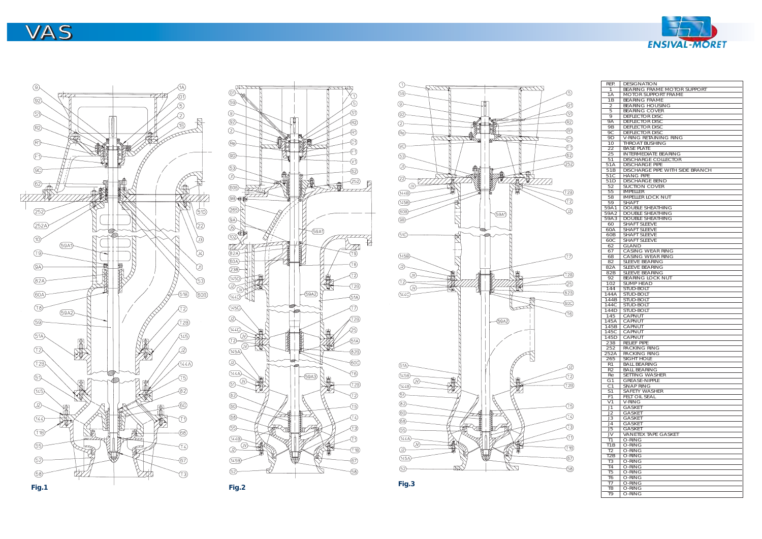# VAS

Fig.1

Fig.2

Fig.3

| REP. | DESIGNATION |
|---|---|
| 1 | BEARING FRAME MOTOR SUPPORT |
| 1A | MOTOR SUPPORT FRAME |
| 1B | BEARING FRAME |
| 2 | BEARING HOUSING |
| 5 | BEARING COVER |
| 9 | DEFLECTOR DISC |
| 9A | DEFLECTOR DISC |
| 9B | DEFLECTOR DISC |
| 9C | DEFLECTOR DISC |
| 9D | V-RING RETAINING RING |
| 10 | THROAT BUSHING |
| 22 | BASE PLATE |
| 25 | INTERMEDIATE BEARING |
| 51 | DISCHARGE COLLECTOR |
| 51A | DISCHARGE PIPE |
| 51B | DISCHARGE PIPE WITH SIDE BRANCH |
| 51C | HANG PIPE |
| 51D | DISCHARGE BEND |
| 52 | SUCTION COVER |
| 55 | IMPELLER |
| 58 | IMPELLER LOCK NUT |
| 59 | SHAFT |
| 59A1 | DOUBLE SHEATHING |
| 59A2 | DOUBLE SHEATHING |
| 59A3 | DOUBLE SHEATHING |
| 60 | SHAFT SLEEVE |
| 60A | SHAFT SLEEVE |
| 60B | SHAFT SLEEVE |
| 60C | SHAFT SLEEVE |
| 62 | GLAND |
| 67 | CASING WEAR RING |
| 68 | CASING WEAR RING |
| 82 | SLEEVE BEARING |
| 82A | SLEEVE BEARING |
| 82B | SLEEVE BEARING |
| 92 | BEARING LOCK NUT |
| 102 | SUMP HEAD |
| 144 | STUD-BOLT |
| 144A | STUD-BOLT |
| 144B | STUD-BOLT |
| 144C | STUD-BOLT |
| 144D | STUD-BOLT |
| 145 | CAPNUT |
| 145A | CAPNUT |
| 145B | CAPNUT |
| 145C | CAPNUT |
| 145D | CAPNUT |
| 238 | RELIEF PIPE |
| 252 | PACKING RING |
| 252A | PACKING RING |
| 265 | SIGHT HOLE |
| R1 | BALL BEARING |
| R2 | BALL BEARING |
| Re | SETTING WASHER |
| G1 | GREASE-NIPPLE |
| C1 | SNAP RING |
| S1 | SAFETY WASHER |
| F1 | FELT OIL SEAL |
| V1 | V-RING |
| J1 | GASKET |
| J2 | GASKET |
| J3 | GASKET |
| J4 | GASKET |
| J5 | GASKET |
| JV | VANETEX TAPE GASKET |
| T1 | O-RING |
| T1B | O-RING |
| T2 | O-RING |
| T2B | O-RING |
| T3 | O-RING |
| T4 | O-RING |
| T5 | O-RING |
| T6 | O-RING |
| T7 | O-RING |
| T8 | O-RING |
| T9 | O-RING |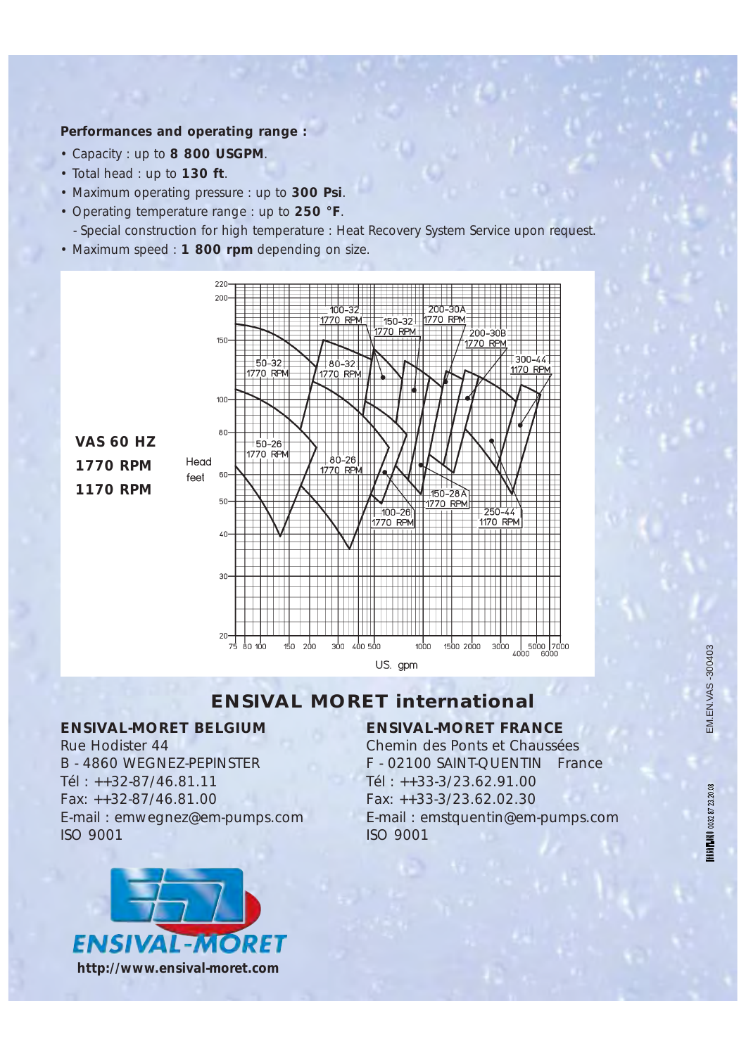**Performances and operating range :**

- Capacity : up to **8 800 USGPM**.
- Total head : up to **130 ft**.
- Maximum operating pressure : up to **300 Psi**.
- Operating temperature range : up to **250 °F**.
  - Special construction for high temperature : Heat Recovery System Service upon request.
- Maximum speed : **1 800 rpm** depending on size.

**VAS 60 HZ**

**1770 RPM**

**1170 RPM**

Head feet

220
200
150
100
80
60
50
40
30
20

75 80 100 150 200 300 400 500 1000 1500 2000 3000 4000 5000 6000 7000

US. gpm

50-32 1770 RPM
100-32 1770 RPM
150-32 1770 RPM
200-30A 1770 RPM
200-30B 1770 RPM
300-44 1170 RPM
80-32 1770 RPM
50-26 1770 RPM
80-26 1770 RPM
150-28A 1770 RPM
100-26 1770 RPM
250-44 1170 RPM

## ENSIVAL MORET international

**ENSIVAL-MORET BELGIUM**
Rue Hodister 44
B - 4860 WEGNEZ-PEPINSTER
Tél : ++32-87/46.81.11
Fax: ++32-87/46.81.00
E-mail : emwegnez@em-pumps.com
ISO 9001

**ENSIVAL-MORET FRANCE**
Chemin des Ponts et Chaussées
F - 02100 SAINT-QUENTIN France
Tél : ++33-3/23.62.91.00
Fax: ++33-3/23.62.02.30
E-mail : emstquentin@em-pumps.com
ISO 9001

ENSIVAL-MORET

**http://www.ensival-moret.com**

EM.EN.VAS -300403